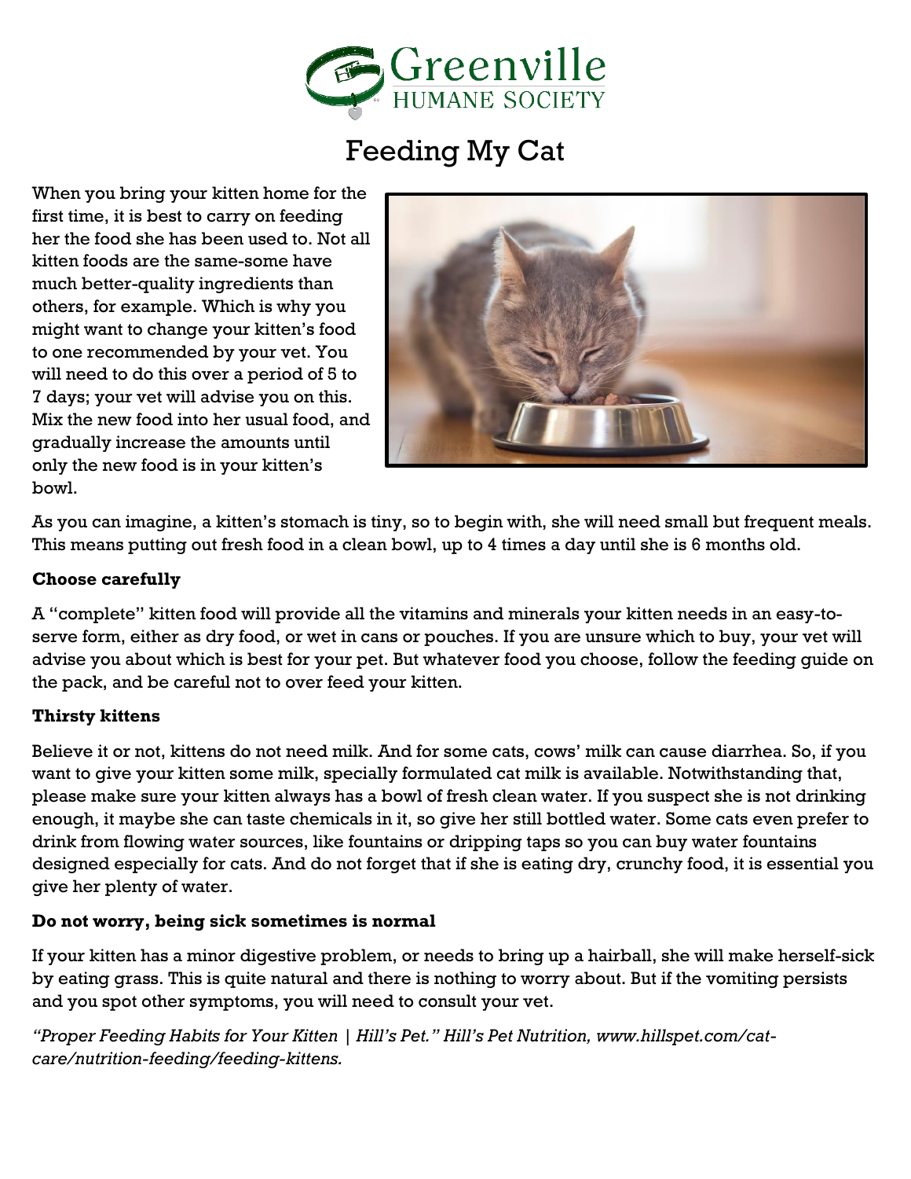Greenville
HUMANE SOCIETY

# Feeding My Cat

When you bring your kitten home for the first time, it is best to carry on feeding her the food she has been used to. Not all kitten foods are the same-some have much better-quality ingredients than others, for example. Which is why you might want to change your kitten's food to one recommended by your vet. You will need to do this over a period of 5 to 7 days; your vet will advise you on this. Mix the new food into her usual food, and gradually increase the amounts until only the new food is in your kitten's bowl.

As you can imagine, a kitten's stomach is tiny, so to begin with, she will need small but frequent meals. This means putting out fresh food in a clean bowl, up to 4 times a day until she is 6 months old.

**Choose carefully**

A "complete" kitten food will provide all the vitamins and minerals your kitten needs in an easy-to-serve form, either as dry food, or wet in cans or pouches. If you are unsure which to buy, your vet will advise you about which is best for your pet. But whatever food you choose, follow the feeding guide on the pack, and be careful not to over feed your kitten.

**Thirsty kittens**

Believe it or not, kittens do not need milk. And for some cats, cows' milk can cause diarrhea. So, if you want to give your kitten some milk, specially formulated cat milk is available. Notwithstanding that, please make sure your kitten always has a bowl of fresh clean water. If you suspect she is not drinking enough, it maybe she can taste chemicals in it, so give her still bottled water. Some cats even prefer to drink from flowing water sources, like fountains or dripping taps so you can buy water fountains designed especially for cats. And do not forget that if she is eating dry, crunchy food, it is essential you give her plenty of water.

**Do not worry, being sick sometimes is normal**

If your kitten has a minor digestive problem, or needs to bring up a hairball, she will make herself-sick by eating grass. This is quite natural and there is nothing to worry about. But if the vomiting persists and you spot other symptoms, you will need to consult your vet.

*"Proper Feeding Habits for Your Kitten | Hill's Pet." Hill's Pet Nutrition, www.hillspet.com/cat-care/nutrition-feeding/feeding-kittens.*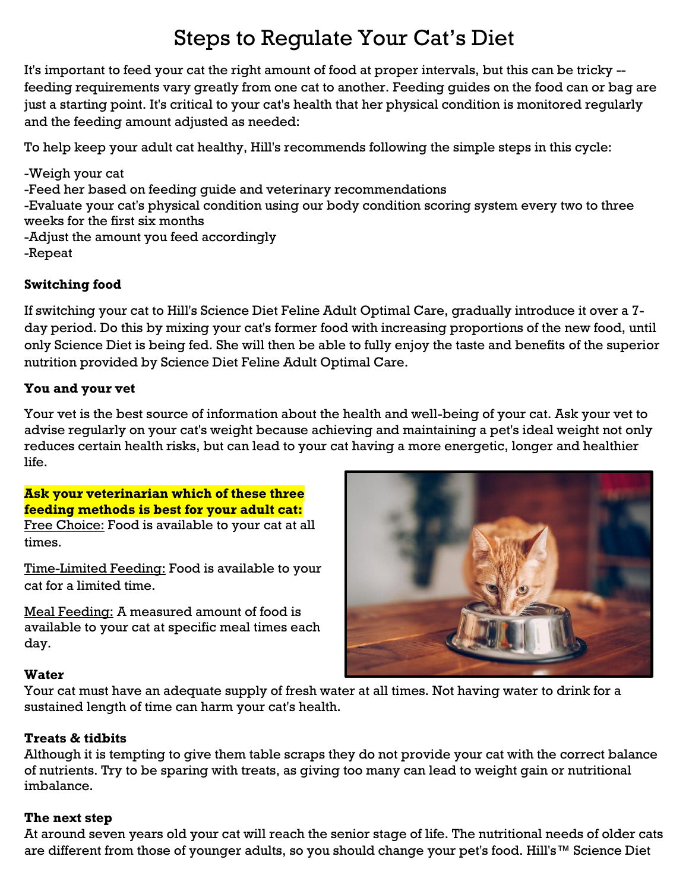# Steps to Regulate Your Cat's Diet

It's important to feed your cat the right amount of food at proper intervals, but this can be tricky -- feeding requirements vary greatly from one cat to another. Feeding guides on the food can or bag are just a starting point. It's critical to your cat's health that her physical condition is monitored regularly and the feeding amount adjusted as needed:

To help keep your adult cat healthy, Hill's recommends following the simple steps in this cycle:

-Weigh your cat
-Feed her based on feeding guide and veterinary recommendations
-Evaluate your cat's physical condition using our body condition scoring system every two to three weeks for the first six months
-Adjust the amount you feed accordingly
-Repeat

**Switching food**

If switching your cat to Hill's Science Diet Feline Adult Optimal Care, gradually introduce it over a 7-day period. Do this by mixing your cat's former food with increasing proportions of the new food, until only Science Diet is being fed. She will then be able to fully enjoy the taste and benefits of the superior nutrition provided by Science Diet Feline Adult Optimal Care.

**You and your vet**

Your vet is the best source of information about the health and well-being of your cat. Ask your vet to advise regularly on your cat's weight because achieving and maintaining a pet's ideal weight not only reduces certain health risks, but can lead to your cat having a more energetic, longer and healthier life.

**Ask your veterinarian which of these three feeding methods is best for your adult cat:**

Free Choice: Food is available to your cat at all times.

Time-Limited Feeding: Food is available to your cat for a limited time.

Meal Feeding: A measured amount of food is available to your cat at specific meal times each day.

**Water**

Your cat must have an adequate supply of fresh water at all times. Not having water to drink for a sustained length of time can harm your cat's health.

**Treats & tidbits**

Although it is tempting to give them table scraps they do not provide your cat with the correct balance of nutrients. Try to be sparing with treats, as giving too many can lead to weight gain or nutritional imbalance.

**The next step**

At around seven years old your cat will reach the senior stage of life. The nutritional needs of older cats are different from those of younger adults, so you should change your pet's food. Hill's™ Science Diet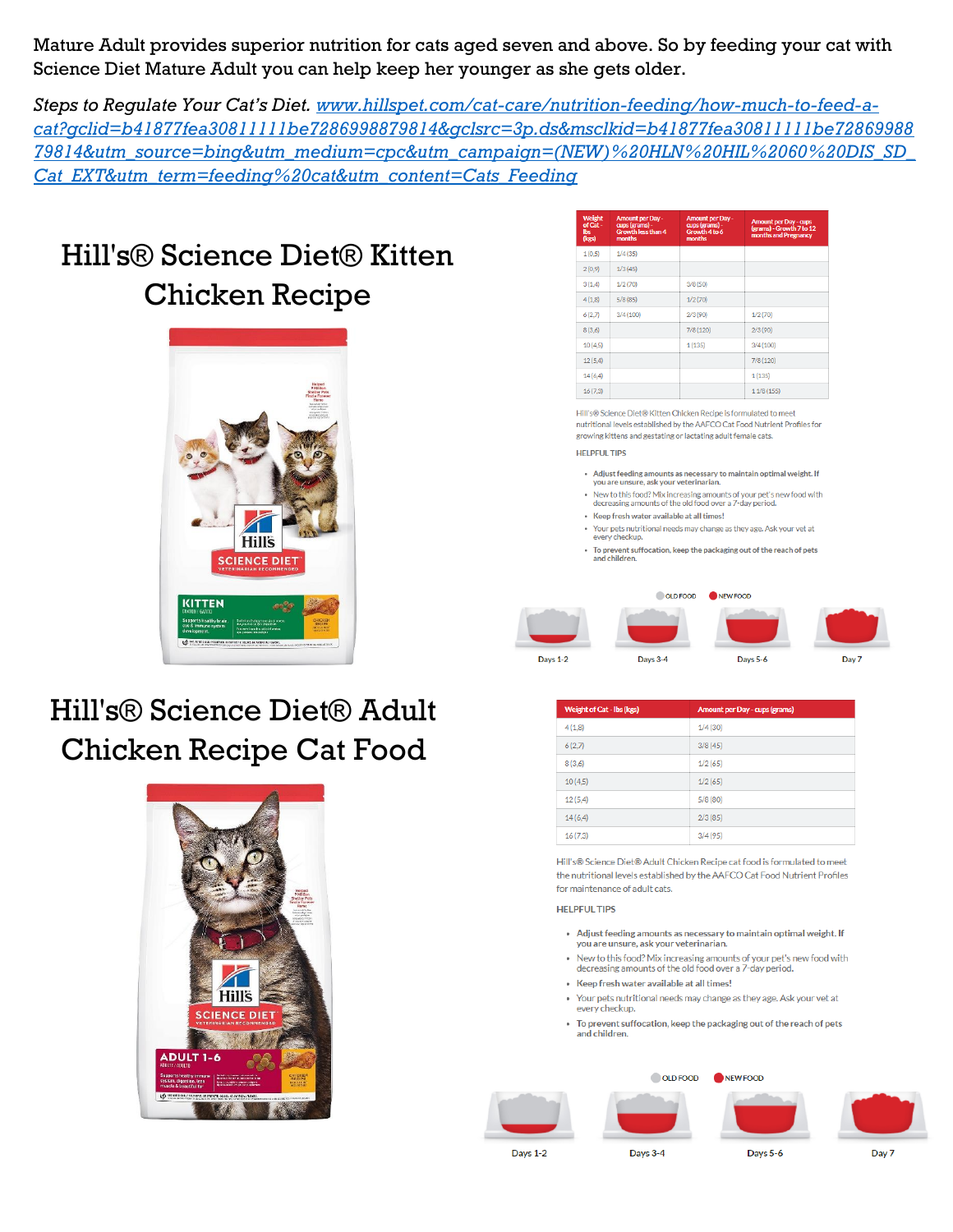Mature Adult provides superior nutrition for cats aged seven and above. So by feeding your cat with Science Diet Mature Adult you can help keep her younger as she gets older.

*Steps to Regulate Your Cat's Diet.* [www.hillspet.com/cat-care/nutrition-feeding/how-much-to-feed-a-cat?gclid=b41877fea30811111be7286998879814&gclsrc=3p.ds&msclkid=b41877fea30811111be7286998879814&utm_source=bing&utm_medium=cpc&utm_campaign=(NEW)%20HLN%20HIL%2060%20DIS_SD_Cat_EXT&utm_term=feeding%20cat&utm_content=Cats_Feeding](www.hillspet.com/cat-care/nutrition-feeding/how-much-to-feed-a-cat?gclid=b41877fea30811111be7286998879814&gclsrc=3p.ds&msclkid=b41877fea30811111be7286998879814&utm_source=bing&utm_medium=cpc&utm_campaign=(NEW)%20HLN%20HIL%2060%20DIS_SD_Cat_EXT&utm_term=feeding%20cat&utm_content=Cats_Feeding)

## Hill's® Science Diet® Kitten Chicken Recipe

| Weight of Cat - lbs (kgs) | Amount per Day - cups (grams) - Growth less than 4 months | Amount per Day - cups (grams) - Growth 4 to 6 months | Amount per Day - cups (grams) - Growth 7 to 12 months and Pregnancy |
|---|---|---|---|
| 1 (0.5) | 1/4 (35) | | |
| 2 (0.9) | 1/3 (45) | | |
| 3 (1.4) | 1/2 (70) | 3/8 (50) | |
| 4 (1.8) | 5/8 (85) | 1/2 (70) | |
| 6 (2.7) | 3/4 (100) | 2/3 (90) | 1/2 (70) |
| 8 (3.6) | | 7/8 (120) | 2/3 (90) |
| 10 (4.5) | | 1 (135) | 3/4 (100) |
| 12 (5.4) | | | 7/8 (120) |
| 14 (6.4) | | | 1 (135) |
| 16 (7.3) | | | 1 1/8 (155) |

Hill's® Science Diet® Kitten Chicken Recipe is formulated to meet nutritional levels established by the AAFCO Cat Food Nutrient Profiles for growing kittens and gestating or lactating adult female cats.

HELPFUL TIPS

- Adjust feeding amounts as necessary to maintain optimal weight. If you are unsure, ask your veterinarian.
- New to this food? Mix increasing amounts of your pet's new food with decreasing amounts of the old food over a 7-day period.
- Keep fresh water available at all times!
- Your pets nutritional needs may change as they age. Ask your vet at every checkup.
- To prevent suffocation, keep the packaging out of the reach of pets and children.

OLD FOOD NEW FOOD

Days 1-2 Days 3-4 Days 5-6 Day 7

## Hill's® Science Diet® Adult Chicken Recipe Cat Food

| Weight of Cat - lbs (kgs) | Amount per Day - cups (grams) |
|---|---|
| 4 (1.8) | 1/4 (30) |
| 6 (2.7) | 3/8 (45) |
| 8 (3.6) | 1/2 (65) |
| 10 (4.5) | 1/2 (65) |
| 12 (5.4) | 5/8 (80) |
| 14 (6.4) | 2/3 (85) |
| 16 (7.3) | 3/4 (95) |

Hill's® Science Diet® Adult Chicken Recipe cat food is formulated to meet the nutritional levels established by the AAFCO Cat Food Nutrient Profiles for maintenance of adult cats.

HELPFUL TIPS

- Adjust feeding amounts as necessary to maintain optimal weight. If you are unsure, ask your veterinarian.
- New to this food? Mix increasing amounts of your pet's new food with decreasing amounts of the old food over a 7-day period.
- Keep fresh water available at all times!
- Your pets nutritional needs may change as they age. Ask your vet at every checkup.
- To prevent suffocation, keep the packaging out of the reach of pets and children.

OLD FOOD NEW FOOD

Days 1-2 Days 3-4 Days 5-6 Day 7